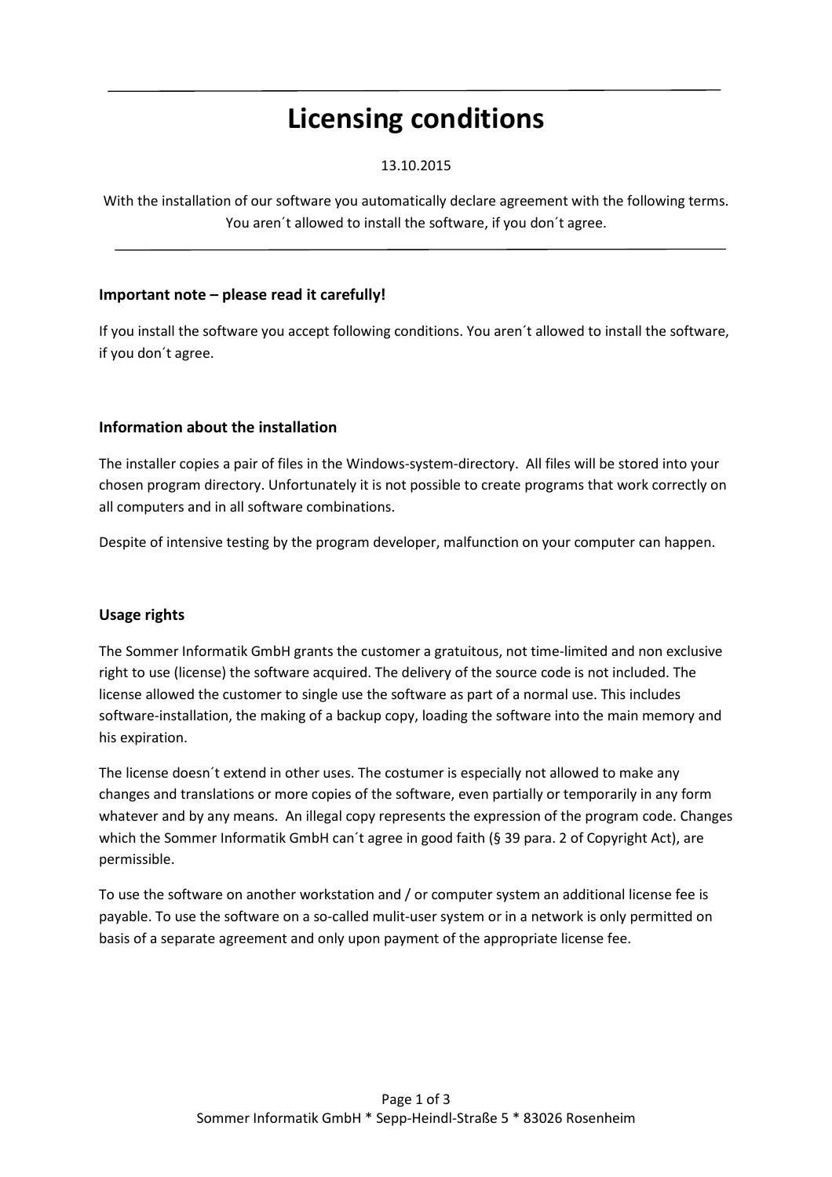# Licensing conditions

13.10.2015

With the installation of our software you automatically declare agreement with the following terms. You aren´t allowed to install the software, if you don´t agree.

---

### Important note – please read it carefully!

If you install the software you accept following conditions. You aren´t allowed to install the software, if you don´t agree.

### Information about the installation

The installer copies a pair of files in the Windows-system-directory. All files will be stored into your chosen program directory. Unfortunately it is not possible to create programs that work correctly on all computers and in all software combinations.

Despite of intensive testing by the program developer, malfunction on your computer can happen.

### Usage rights

The Sommer Informatik GmbH grants the customer a gratuitous, not time-limited and non exclusive right to use (license) the software acquired. The delivery of the source code is not included. The license allowed the customer to single use the software as part of a normal use. This includes software-installation, the making of a backup copy, loading the software into the main memory and his expiration.

The license doesn´t extend in other uses. The costumer is especially not allowed to make any changes and translations or more copies of the software, even partially or temporarily in any form whatever and by any means. An illegal copy represents the expression of the program code. Changes which the Sommer Informatik GmbH can´t agree in good faith (§ 39 para. 2 of Copyright Act), are permissible.

To use the software on another workstation and / or computer system an additional license fee is payable. To use the software on a so-called mulit-user system or in a network is only permitted on basis of a separate agreement and only upon payment of the appropriate license fee.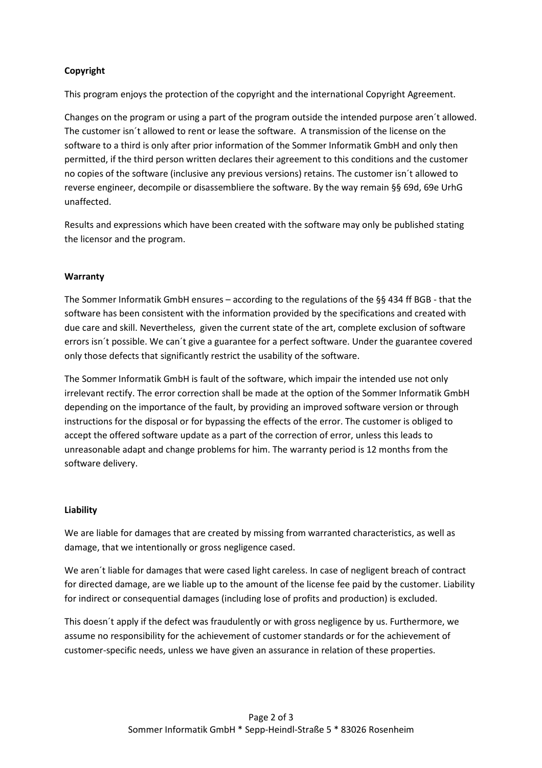**Copyright**

This program enjoys the protection of the copyright and the international Copyright Agreement.

Changes on the program or using a part of the program outside the intended purpose aren´t allowed. The customer isn´t allowed to rent or lease the software. A transmission of the license on the software to a third is only after prior information of the Sommer Informatik GmbH and only then permitted, if the third person written declares their agreement to this conditions and the customer no copies of the software (inclusive any previous versions) retains. The customer isn´t allowed to reverse engineer, decompile or disassembliere the software. By the way remain §§ 69d, 69e UrhG unaffected.

Results and expressions which have been created with the software may only be published stating the licensor and the program.

**Warranty**

The Sommer Informatik GmbH ensures – according to the regulations of the §§ 434 ff BGB - that the software has been consistent with the information provided by the specifications and created with due care and skill. Nevertheless, given the current state of the art, complete exclusion of software errors isn´t possible. We can´t give a guarantee for a perfect software. Under the guarantee covered only those defects that significantly restrict the usability of the software.

The Sommer Informatik GmbH is fault of the software, which impair the intended use not only irrelevant rectify. The error correction shall be made at the option of the Sommer Informatik GmbH depending on the importance of the fault, by providing an improved software version or through instructions for the disposal or for bypassing the effects of the error. The customer is obliged to accept the offered software update as a part of the correction of error, unless this leads to unreasonable adapt and change problems for him. The warranty period is 12 months from the software delivery.

**Liability**

We are liable for damages that are created by missing from warranted characteristics, as well as damage, that we intentionally or gross negligence cased.

We aren´t liable for damages that were cased light careless. In case of negligent breach of contract for directed damage, are we liable up to the amount of the license fee paid by the customer. Liability for indirect or consequential damages (including lose of profits and production) is excluded.

This doesn´t apply if the defect was fraudulently or with gross negligence by us. Furthermore, we assume no responsibility for the achievement of customer standards or for the achievement of customer-specific needs, unless we have given an assurance in relation of these properties.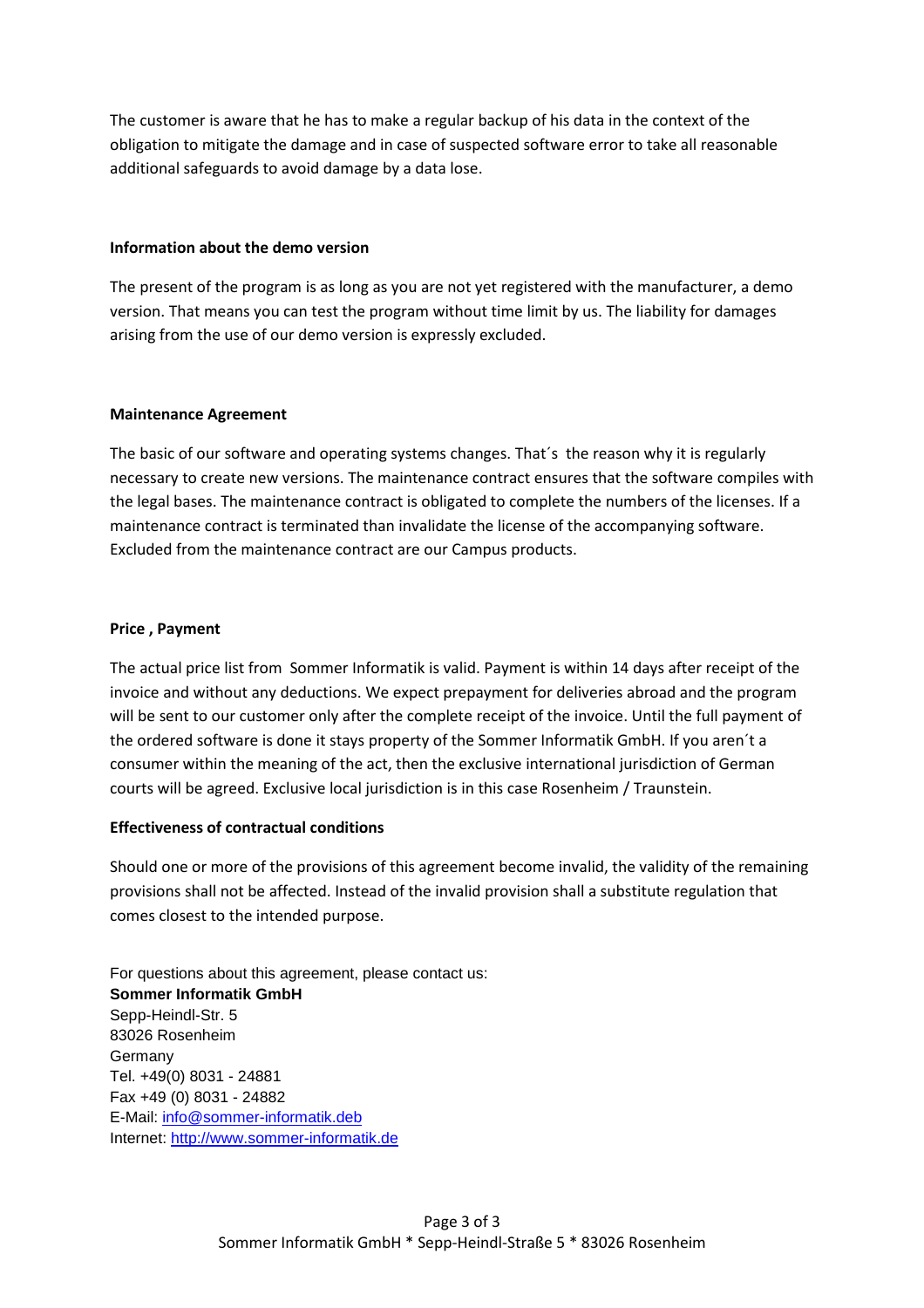The customer is aware that he has to make a regular backup of his data in the context of the obligation to mitigate the damage and in case of suspected software error to take all reasonable additional safeguards to avoid damage by a data lose.

**Information about the demo version**

The present of the program is as long as you are not yet registered with the manufacturer, a demo version. That means you can test the program without time limit by us. The liability for damages arising from the use of our demo version is expressly excluded.

**Maintenance Agreement**

The basic of our software and operating systems changes. That´s the reason why it is regularly necessary to create new versions. The maintenance contract ensures that the software compiles with the legal bases. The maintenance contract is obligated to complete the numbers of the licenses. If a maintenance contract is terminated than invalidate the license of the accompanying software. Excluded from the maintenance contract are our Campus products.

**Price , Payment**

The actual price list from Sommer Informatik is valid. Payment is within 14 days after receipt of the invoice and without any deductions. We expect prepayment for deliveries abroad and the program will be sent to our customer only after the complete receipt of the invoice. Until the full payment of the ordered software is done it stays property of the Sommer Informatik GmbH. If you aren´t a consumer within the meaning of the act, then the exclusive international jurisdiction of German courts will be agreed. Exclusive local jurisdiction is in this case Rosenheim / Traunstein.

**Effectiveness of contractual conditions**

Should one or more of the provisions of this agreement become invalid, the validity of the remaining provisions shall not be affected. Instead of the invalid provision shall a substitute regulation that comes closest to the intended purpose.

For questions about this agreement, please contact us:
**Sommer Informatik GmbH**
Sepp-Heindl-Str. 5
83026 Rosenheim
Germany
Tel. +49(0) 8031 - 24881
Fax +49 (0) 8031 - 24882
E-Mail: info@sommer-informatik.deb
Internet: http://www.sommer-informatik.de